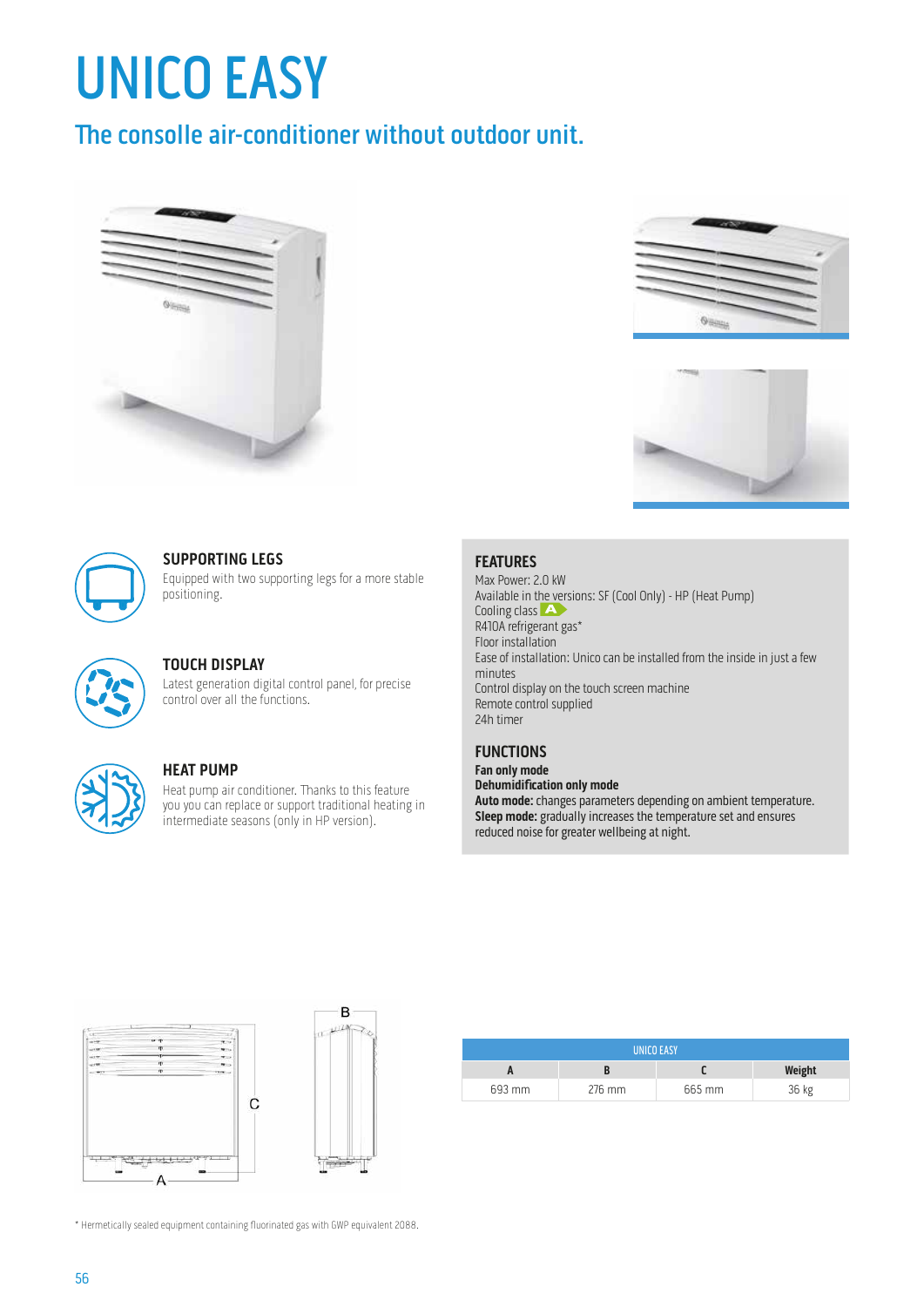# UNICO EASY

## The consolle air-conditioner without outdoor unit.

### SUPPORTING LEGS

Equipped with two supporting legs for a more stable positioning.

### TOUCH DISPLAY

Latest generation digital control panel, for precise control over all the functions.

### HEAT PUMP

Heat pump air conditioner. Thanks to this feature you you can replace or support traditional heating in intermediate seasons (only in HP version).

### FEATURES

Max Power: 2.0 kW
Available in the versions: SF (Cool Only) - HP (Heat Pump)
Cooling class A
R410A refrigerant gas*
Floor installation
Ease of installation: Unico can be installed from the inside in just a few minutes
Control display on the touch screen machine
Remote control supplied
24h timer

### FUNCTIONS

**Fan only mode**
**Dehumidification only mode**
**Auto mode:** changes parameters depending on ambient temperature.
**Sleep mode:** gradually increases the temperature set and ensures reduced noise for greater wellbeing at night.

| UNICO EASY | | | |
|---|---|---|---|
| A | B | C | Weight |
| 693 mm | 276 mm | 665 mm | 36 kg |

* Hermetically sealed equipment containing fluorinated gas with GWP equivalent 2088.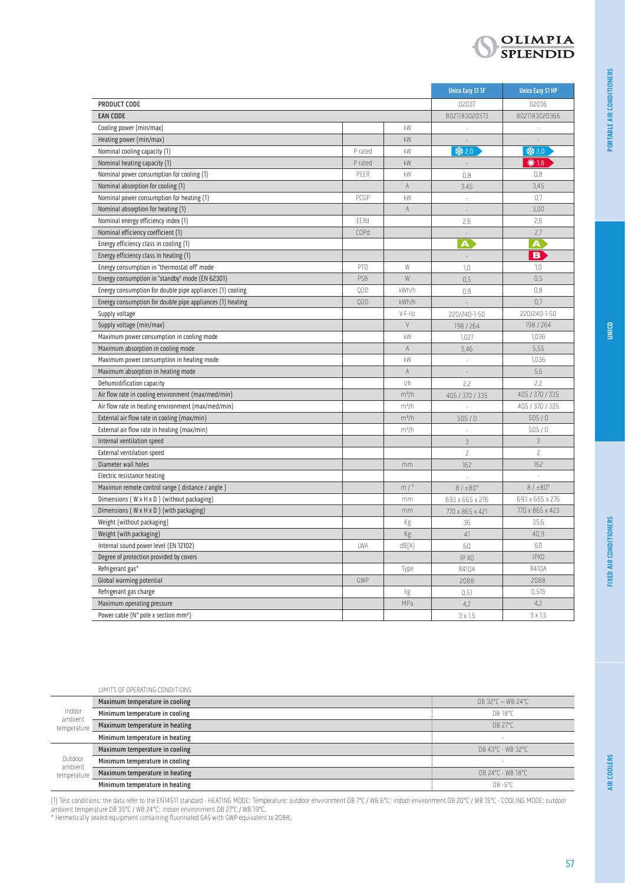| | | | Unico Easy S1 SF | Unico Easy S1 HP |
|---|---|---|---|---|
| **PRODUCT CODE** | | | 02037 | 02036 |
| **EAN CODE** | | | 8021183020373 | 8021183020366 |
| Cooling power (min/max) | | kW | - | - |
| Heating power (min/max) | | kW | - | - |
| Nominal cooling capacity (1) | P rated | kW | 2,0 | 2,0 |
| Nominal heating capacity (1) | P rated | kW | - | 1,8 |
| Nominal power consumption for cooling (1) | PEER | kW | 0,8 | 0,8 |
| Nominal absorption for cooling (1) | | A | 3,45 | 3,45 |
| Nominal power consumption for heating (1) | PCOP | kW | - | 0,7 |
| Nominal absorption for heating (1) | | A | - | 3,00 |
| Nominal energy efficiency index (1) | EERd | | 2,6 | 2,6 |
| Nominal efficiency coefficient (1) | COPd | | - | 2,7 |
| Energy efficiency class in cooling (1) | | | A | A |
| Energy efficiency class in heating (1) | | | - | B |
| Energy consumption in "thermostat off" mode | PTO | W | 1,0 | 1,0 |
| Energy consumption in "standby" mode (EN 62301) | PSB | W | 0,5 | 0,5 |
| Energy consumption for double pipe appliances (1) cooling | QDD | kWh/h | 0,8 | 0,8 |
| Energy consumption for double pipe appliances (1) heating | QDD | kWh/h | - | 0,7 |
| Supply voltage | | V-F-Hz | 220/240-1-50 | 220/240-1-50 |
| Supply voltage (min/max) | | V | 198 / 264 | 198 / 264 |
| Maximum power consumption in cooling mode | | kW | 1,027 | 1,036 |
| Maximum absorption in cooling mode | | A | 5,46 | 5,55 |
| Maximum power consumption in heating mode | | kW | - | 1,036 |
| Maximum absorption in heating mode | | A | - | 5,6 |
| Dehumidification capacity | | l/h | 2,2 | 2,2 |
| Air flow rate in cooling environment (max/med/min) | | m³/h | 405 / 370 / 335 | 405 / 370 / 335 |
| Air flow rate in heating environment (max/med/min) | | m³/h | - | 405 / 370 / 335 |
| External air flow rate in cooling (max/min) | | m³/h | 505 / 0 | 505 / 0 |
| External air flow rate in heating (max/min) | | m³/h | - | 505 / 0 |
| Internal ventilation speed | | | 3 | 3 |
| External ventilation speed | | | 2 | 2 |
| Diameter wall holes | | mm | 162 | 162 |
| Electric resistance heating | | | - | - |
| Maximun remote control range ( distance / angle ) | | m / ° | 8 / ±80° | 8 / ±80° |
| Dimensions ( W x H x D ) (without packaging) | | mm | 693 x 665 x 276 | 693 x 665 x 276 |
| Dimensions ( W x H x D ) (with packaging) | | mm | 770 x 865 x 421 | 770 x 865 x 423 |
| Weight (without packaging) | | Kg | 36 | 35,6 |
| Weight (with packaging) | | Kg | 41 | 40,9 |
| Internal sound power level (EN 12102) | LWA | dB(A) | 60 | 60 |
| Degree of protection provided by covers | | | IP X0 | IPX0 |
| Refrigerant gas* | | Type | R410A | R410A |
| Global warming potential | GWP | | 2088 | 2088 |
| Refrigerant gas charge | | kg | 0,51 | 0,515 |
| Maximum operating pressure | | MPa | 4,2 | 4,2 |
| Power cable (N° pole x section mm²) | | | 3 x 1,5 | 3 x 1,5 |

LIMITS OF OPERATING CONDITIONS

| | | |
|---|---|---|
| Indoor ambient temperature | Maximum temperature in cooling | DB 32°C – WB 24°C |
| | Minimum temperature in cooling | DB 18°C |
| | Maximum temperature in heating | DB 27°C |
| | Minimum temperature in heating | - |
| Outdoor ambient temperature | Maximum temperature in cooling | DB 43°C - WB 32°C |
| | Minimum temperature in cooling | - |
| | Maximum temperature in heating | DB 24°C - WB 18°C |
| | Minimum temperature in heating | DB -5°C |

(1) Test conditions: the data refer to the EN14511 standard - HEATING MODE: Temperature: outdoor environment DB 7°C / WB 6°C; indoor environment DB 20°C / WB 15°C - COOLING MODE: outdoor ambient temperature DB 35°C / WB 24°C; indoor environment DB 27°C / WB 19°C.
* Hermetically sealed equipment containing fluorinated GAS with GWP equivalent to 2088.